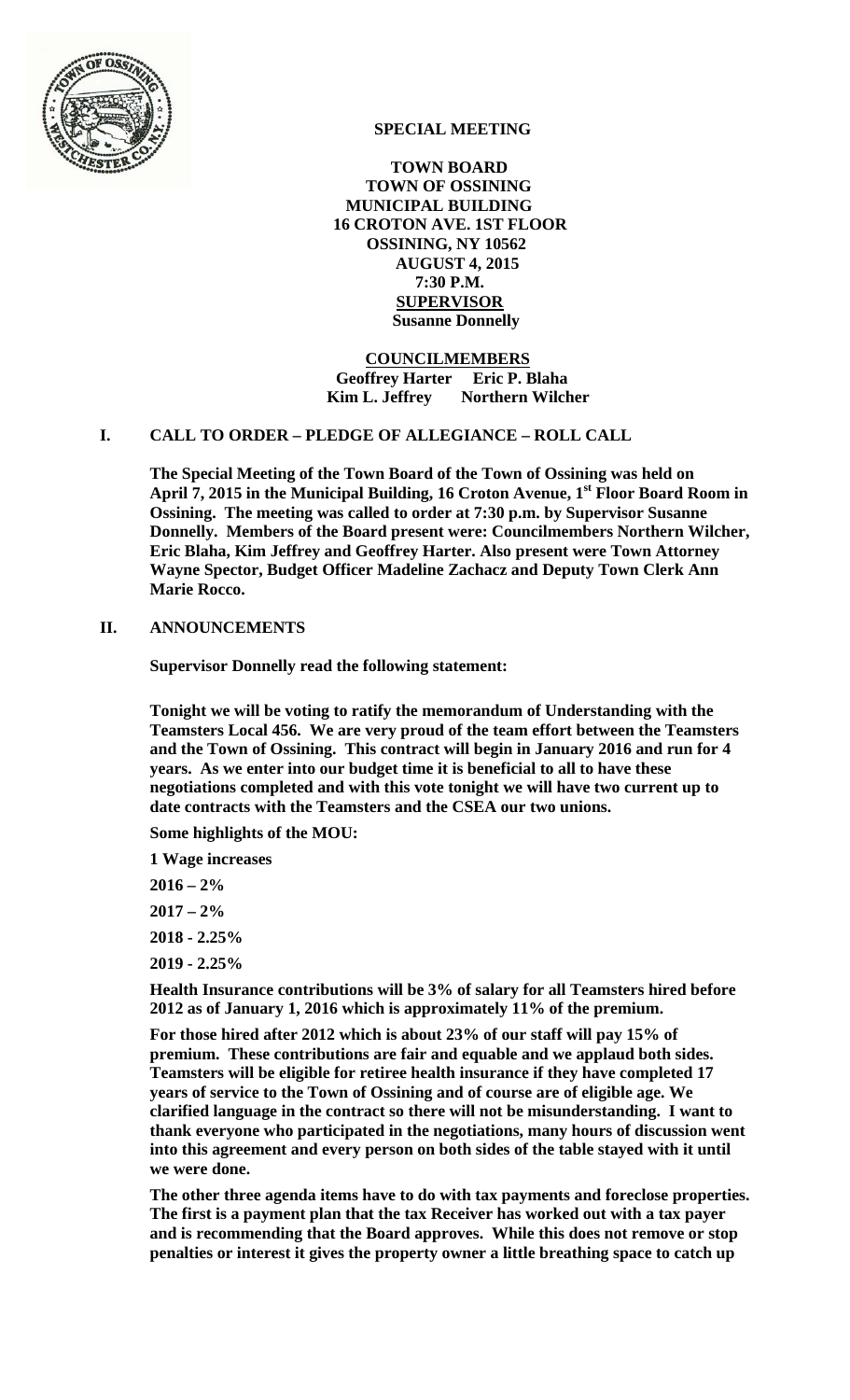**SPECIAL MEETING**

**TOWN BOARD**
**TOWN OF OSSINING**
**MUNICIPAL BUILDING**
**16 CROTON AVE. 1ST FLOOR**
**OSSINING, NY 10562**
**AUGUST 4, 2015**
**7:30 P.M.**
**SUPERVISOR**
**Susanne Donnelly**

**COUNCILMEMBERS**
**Geoffrey Harter Eric P. Blaha**
**Kim L. Jeffrey Northern Wilcher**

## I. CALL TO ORDER – PLEDGE OF ALLEGIANCE – ROLL CALL

**The Special Meeting of the Town Board of the Town of Ossining was held on April 7, 2015 in the Municipal Building, 16 Croton Avenue, 1st Floor Board Room in Ossining. The meeting was called to order at 7:30 p.m. by Supervisor Susanne Donnelly. Members of the Board present were: Councilmembers Northern Wilcher, Eric Blaha, Kim Jeffrey and Geoffrey Harter. Also present were Town Attorney Wayne Spector, Budget Officer Madeline Zachacz and Deputy Town Clerk Ann Marie Rocco.**

## II. ANNOUNCEMENTS

**Supervisor Donnelly read the following statement:**

**Tonight we will be voting to ratify the memorandum of Understanding with the Teamsters Local 456. We are very proud of the team effort between the Teamsters and the Town of Ossining. This contract will begin in January 2016 and run for 4 years. As we enter into our budget time it is beneficial to all to have these negotiations completed and with this vote tonight we will have two current up to date contracts with the Teamsters and the CSEA our two unions.**

**Some highlights of the MOU:**

**1 Wage increases**

**2016 – 2%**

**2017 – 2%**

**2018 - 2.25%**

**2019 - 2.25%**

**Health Insurance contributions will be 3% of salary for all Teamsters hired before 2012 as of January 1, 2016 which is approximately 11% of the premium.**

**For those hired after 2012 which is about 23% of our staff will pay 15% of premium. These contributions are fair and equable and we applaud both sides. Teamsters will be eligible for retiree health insurance if they have completed 17 years of service to the Town of Ossining and of course are of eligible age. We clarified language in the contract so there will not be misunderstanding. I want to thank everyone who participated in the negotiations, many hours of discussion went into this agreement and every person on both sides of the table stayed with it until we were done.**

**The other three agenda items have to do with tax payments and foreclose properties. The first is a payment plan that the tax Receiver has worked out with a tax payer and is recommending that the Board approves. While this does not remove or stop penalties or interest it gives the property owner a little breathing space to catch up**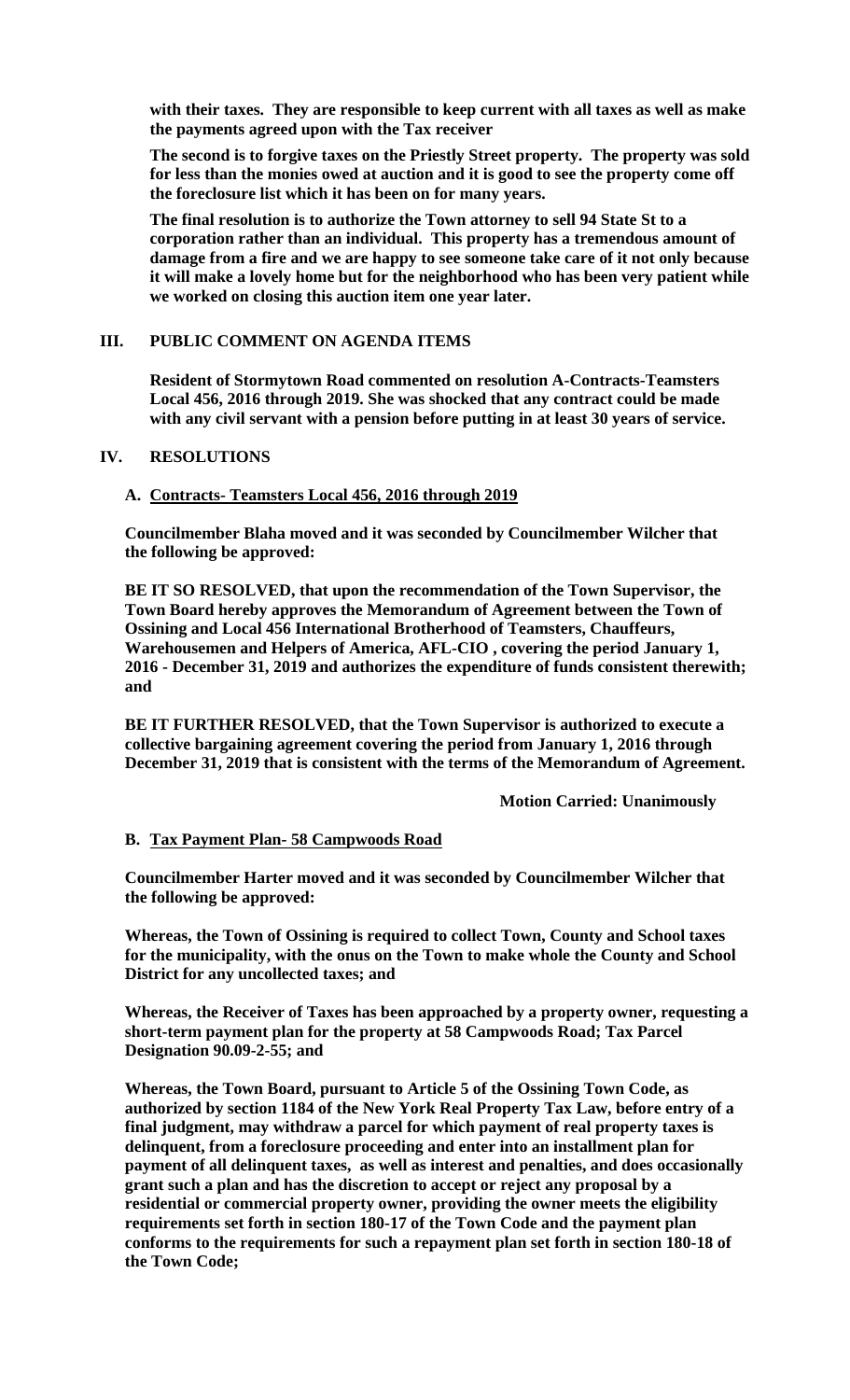**with their taxes. They are responsible to keep current with all taxes as well as make the payments agreed upon with the Tax receiver**

**The second is to forgive taxes on the Priestly Street property. The property was sold for less than the monies owed at auction and it is good to see the property come off the foreclosure list which it has been on for many years.**

**The final resolution is to authorize the Town attorney to sell 94 State St to a corporation rather than an individual. This property has a tremendous amount of damage from a fire and we are happy to see someone take care of it not only because it will make a lovely home but for the neighborhood who has been very patient while we worked on closing this auction item one year later.**

## III. PUBLIC COMMENT ON AGENDA ITEMS

**Resident of Stormytown Road commented on resolution A-Contracts-Teamsters Local 456, 2016 through 2019. She was shocked that any contract could be made with any civil servant with a pension before putting in at least 30 years of service.**

## IV. RESOLUTIONS

### A. Contracts- Teamsters Local 456, 2016 through 2019

**Councilmember Blaha moved and it was seconded by Councilmember Wilcher that the following be approved:**

**BE IT SO RESOLVED, that upon the recommendation of the Town Supervisor, the Town Board hereby approves the Memorandum of Agreement between the Town of Ossining and Local 456 International Brotherhood of Teamsters, Chauffeurs, Warehousemen and Helpers of America, AFL-CIO , covering the period January 1, 2016 - December 31, 2019 and authorizes the expenditure of funds consistent therewith; and**

**BE IT FURTHER RESOLVED, that the Town Supervisor is authorized to execute a collective bargaining agreement covering the period from January 1, 2016 through December 31, 2019 that is consistent with the terms of the Memorandum of Agreement.**

**Motion Carried: Unanimously**

### B. Tax Payment Plan- 58 Campwoods Road

**Councilmember Harter moved and it was seconded by Councilmember Wilcher that the following be approved:**

**Whereas, the Town of Ossining is required to collect Town, County and School taxes for the municipality, with the onus on the Town to make whole the County and School District for any uncollected taxes; and**

**Whereas, the Receiver of Taxes has been approached by a property owner, requesting a short-term payment plan for the property at 58 Campwoods Road; Tax Parcel Designation 90.09-2-55; and**

**Whereas, the Town Board, pursuant to Article 5 of the Ossining Town Code, as authorized by section 1184 of the New York Real Property Tax Law, before entry of a final judgment, may withdraw a parcel for which payment of real property taxes is delinquent, from a foreclosure proceeding and enter into an installment plan for payment of all delinquent taxes, as well as interest and penalties, and does occasionally grant such a plan and has the discretion to accept or reject any proposal by a residential or commercial property owner, providing the owner meets the eligibility requirements set forth in section 180-17 of the Town Code and the payment plan conforms to the requirements for such a repayment plan set forth in section 180-18 of the Town Code;**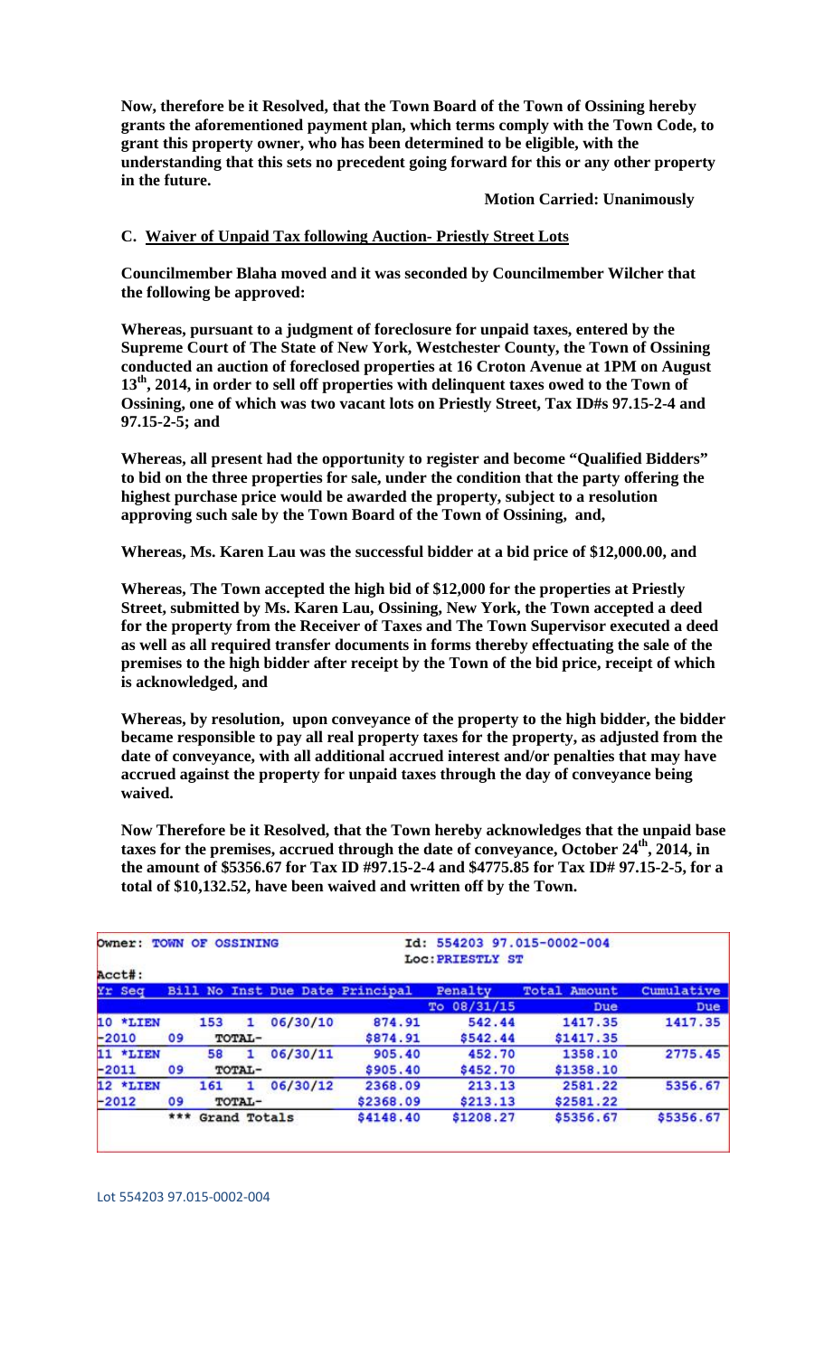**Now, therefore be it Resolved, that the Town Board of the Town of Ossining hereby grants the aforementioned payment plan, which terms comply with the Town Code, to grant this property owner, who has been determined to be eligible, with the understanding that this sets no precedent going forward for this or any other property in the future.**

**Motion Carried: Unanimously**

**C. Waiver of Unpaid Tax following Auction- Priestly Street Lots**

**Councilmember Blaha moved and it was seconded by Councilmember Wilcher that the following be approved:**

**Whereas, pursuant to a judgment of foreclosure for unpaid taxes, entered by the Supreme Court of The State of New York, Westchester County, the Town of Ossining conducted an auction of foreclosed properties at 16 Croton Avenue at 1PM on August 13th, 2014, in order to sell off properties with delinquent taxes owed to the Town of Ossining, one of which was two vacant lots on Priestly Street, Tax ID#s 97.15-2-4 and 97.15-2-5; and**

**Whereas, all present had the opportunity to register and become "Qualified Bidders" to bid on the three properties for sale, under the condition that the party offering the highest purchase price would be awarded the property, subject to a resolution approving such sale by the Town Board of the Town of Ossining, and,**

**Whereas, Ms. Karen Lau was the successful bidder at a bid price of $12,000.00, and**

**Whereas, The Town accepted the high bid of $12,000 for the properties at Priestly Street, submitted by Ms. Karen Lau, Ossining, New York, the Town accepted a deed for the property from the Receiver of Taxes and The Town Supervisor executed a deed as well as all required transfer documents in forms thereby effectuating the sale of the premises to the high bidder after receipt by the Town of the bid price, receipt of which is acknowledged, and**

**Whereas, by resolution, upon conveyance of the property to the high bidder, the bidder became responsible to pay all real property taxes for the property, as adjusted from the date of conveyance, with all additional accrued interest and/or penalties that may have accrued against the property for unpaid taxes through the day of conveyance being waived.**

**Now Therefore be it Resolved, that the Town hereby acknowledges that the unpaid base taxes for the premises, accrued through the date of conveyance, October 24th, 2014, in the amount of $5356.67 for Tax ID #97.15-2-4 and $4775.85 for Tax ID# 97.15-2-5, for a total of $10,132.52, have been waived and written off by the Town.**

Owner: TOWN OF OSSINING — Id: 554203 97.015-0002-004
Loc: PRIESTLY ST
Acct#:

| Yr Seq | Bill No | Inst | Due Date | Principal | Penalty To 08/31/15 | Total Amount Due | Cumulative Due |
|---|---|---|---|---|---|---|---|
| 10 *LIEN | 153 | 1 | 06/30/10 | 874.91 | 542.44 | 1417.35 | 1417.35 |
| -2010 | 09 | TOTAL- | | $874.91 | $542.44 | $1417.35 | |
| 11 *LIEN | 58 | 1 | 06/30/11 | 905.40 | 452.70 | 1358.10 | 2775.45 |
| -2011 | 09 | TOTAL- | | $905.40 | $452.70 | $1358.10 | |
| 12 *LIEN | 161 | 1 | 06/30/12 | 2368.09 | 213.13 | 2581.22 | 5356.67 |
| -2012 | 09 | TOTAL- | | $2368.09 | $213.13 | $2581.22 | |
| | *** | Grand Totals | | $4148.40 | $1208.27 | $5356.67 | $5356.67 |

Lot 554203 97.015-0002-004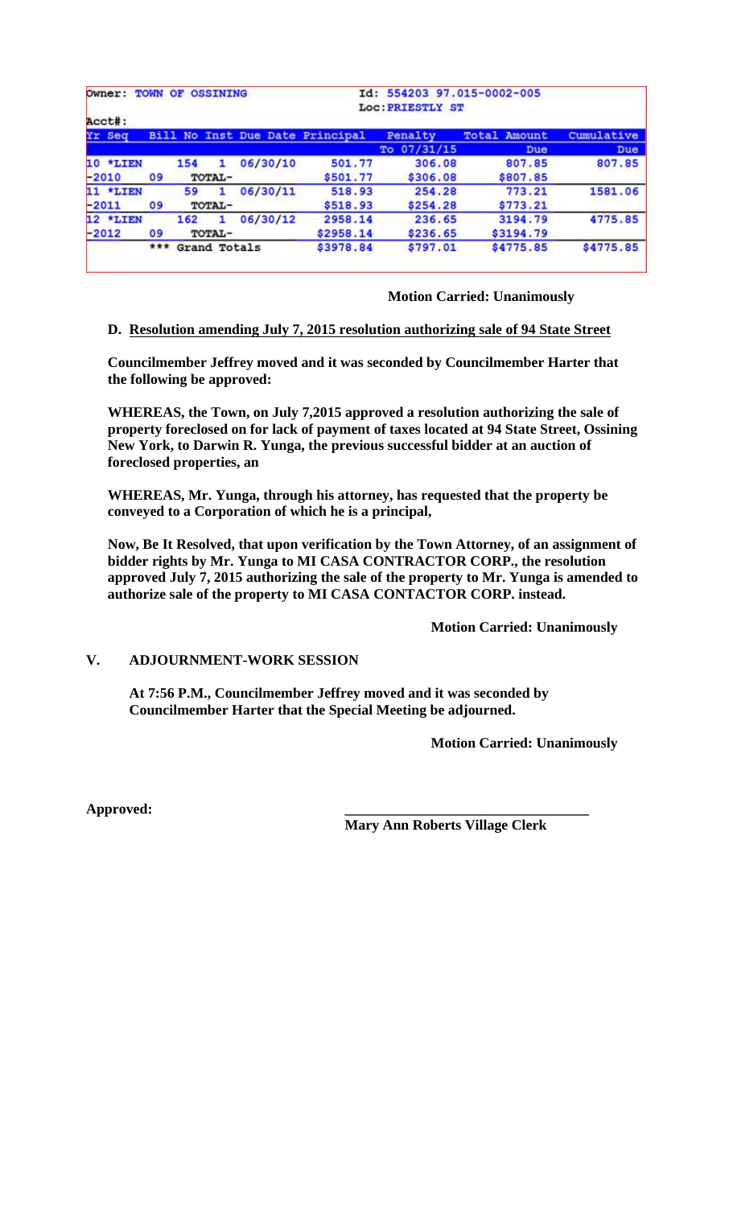Owner: TOWN OF OSSINING　　　Id: 554203 97.015-0002-005
Loc: PRIESTLY ST

Acct#:

| Yr Seq | Bill No | Inst | Due Date | Principal | Penalty To 07/31/15 | Total Amount Due | Cumulative Due |
|---|---|---|---|---|---|---|---|
| 10 *LIEN | 154 | 1 | 06/30/10 | 501.77 | 306.08 | 807.85 | 807.85 |
| -2010 09 | TOTAL- | | | $501.77 | $306.08 | $807.85 | |
| 11 *LIEN | 59 | 1 | 06/30/11 | 518.93 | 254.28 | 773.21 | 1581.06 |
| -2011 09 | TOTAL- | | | $518.93 | $254.28 | $773.21 | |
| 12 *LIEN | 162 | 1 | 06/30/12 | 2958.14 | 236.65 | 3194.79 | 4775.85 |
| -2012 09 | TOTAL- | | | $2958.14 | $236.65 | $3194.79 | |
| *** Grand Totals | | | | $3978.84 | $797.01 | $4775.85 | $4775.85 |

**Motion Carried: Unanimously**

**D. <u>Resolution amending July 7, 2015 resolution authorizing sale of 94 State Street</u>**

**Councilmember Jeffrey moved and it was seconded by Councilmember Harter that the following be approved:**

**WHEREAS, the Town, on July 7,2015 approved a resolution authorizing the sale of property foreclosed on for lack of payment of taxes located at 94 State Street, Ossining New York, to Darwin R. Yunga, the previous successful bidder at an auction of foreclosed properties, an**

**WHEREAS, Mr. Yunga, through his attorney, has requested that the property be conveyed to a Corporation of which he is a principal,**

**Now, Be It Resolved, that upon verification by the Town Attorney, of an assignment of bidder rights by Mr. Yunga to MI CASA CONTRACTOR CORP., the resolution approved July 7, 2015 authorizing the sale of the property to Mr. Yunga is amended to authorize sale of the property to MI CASA CONTACTOR CORP. instead.**

**Motion Carried: Unanimously**

## V. ADJOURNMENT-WORK SESSION

**At 7:56 P.M., Councilmember Jeffrey moved and it was seconded by Councilmember Harter that the Special Meeting be adjourned.**

**Motion Carried: Unanimously**

**Approved:** \_\_\_\_\_\_\_\_\_\_\_\_\_\_\_\_\_\_\_\_\_\_\_\_\_\_\_\_\_\_\_\_\_\_

**Mary Ann Roberts Village Clerk**